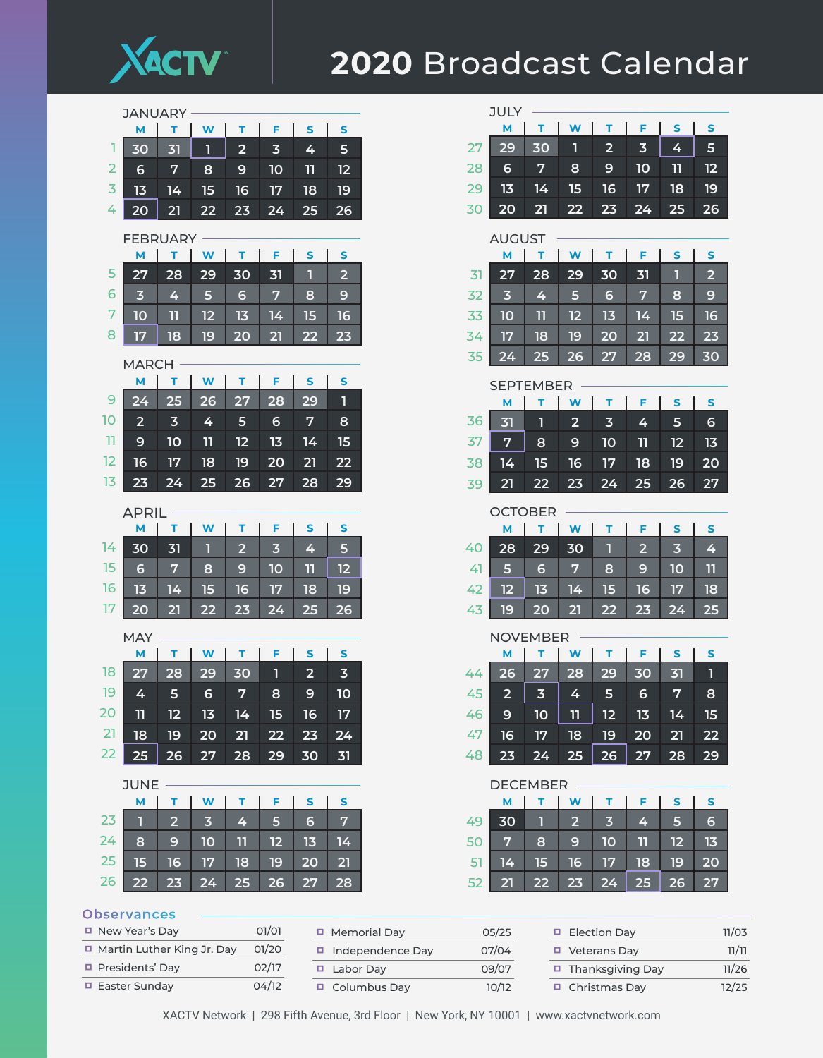# 2020 Broadcast Calendar

XACTV

## JANUARY

| Wk | M | T | W | T | F | S | S |
|---|---|---|---|---|---|---|---|
| 1 | 30 | 31 | 1 | 2 | 3 | 4 | 5 |
| 2 | 6 | 7 | 8 | 9 | 10 | 11 | 12 |
| 3 | 13 | 14 | 15 | 16 | 17 | 18 | 19 |
| 4 | 20 | 21 | 22 | 23 | 24 | 25 | 26 |

## FEBRUARY

| Wk | M | T | W | T | F | S | S |
|---|---|---|---|---|---|---|---|
| 5 | 27 | 28 | 29 | 30 | 31 | 1 | 2 |
| 6 | 3 | 4 | 5 | 6 | 7 | 8 | 9 |
| 7 | 10 | 11 | 12 | 13 | 14 | 15 | 16 |
| 8 | 17 | 18 | 19 | 20 | 21 | 22 | 23 |

## MARCH

| Wk | M | T | W | T | F | S | S |
|---|---|---|---|---|---|---|---|
| 9 | 24 | 25 | 26 | 27 | 28 | 29 | 1 |
| 10 | 2 | 3 | 4 | 5 | 6 | 7 | 8 |
| 11 | 9 | 10 | 11 | 12 | 13 | 14 | 15 |
| 12 | 16 | 17 | 18 | 19 | 20 | 21 | 22 |
| 13 | 23 | 24 | 25 | 26 | 27 | 28 | 29 |

## APRIL

| Wk | M | T | W | T | F | S | S |
|---|---|---|---|---|---|---|---|
| 14 | 30 | 31 | 1 | 2 | 3 | 4 | 5 |
| 15 | 6 | 7 | 8 | 9 | 10 | 11 | 12 |
| 16 | 13 | 14 | 15 | 16 | 17 | 18 | 19 |
| 17 | 20 | 21 | 22 | 23 | 24 | 25 | 26 |

## MAY

| Wk | M | T | W | T | F | S | S |
|---|---|---|---|---|---|---|---|
| 18 | 27 | 28 | 29 | 30 | 1 | 2 | 3 |
| 19 | 4 | 5 | 6 | 7 | 8 | 9 | 10 |
| 20 | 11 | 12 | 13 | 14 | 15 | 16 | 17 |
| 21 | 18 | 19 | 20 | 21 | 22 | 23 | 24 |
| 22 | 25 | 26 | 27 | 28 | 29 | 30 | 31 |

## JUNE

| Wk | M | T | W | T | F | S | S |
|---|---|---|---|---|---|---|---|
| 23 | 1 | 2 | 3 | 4 | 5 | 6 | 7 |
| 24 | 8 | 9 | 10 | 11 | 12 | 13 | 14 |
| 25 | 15 | 16 | 17 | 18 | 19 | 20 | 21 |
| 26 | 22 | 23 | 24 | 25 | 26 | 27 | 28 |

## JULY

| Wk | M | T | W | T | F | S | S |
|---|---|---|---|---|---|---|---|
| 27 | 29 | 30 | 1 | 2 | 3 | 4 | 5 |
| 28 | 6 | 7 | 8 | 9 | 10 | 11 | 12 |
| 29 | 13 | 14 | 15 | 16 | 17 | 18 | 19 |
| 30 | 20 | 21 | 22 | 23 | 24 | 25 | 26 |

## AUGUST

| Wk | M | T | W | T | F | S | S |
|---|---|---|---|---|---|---|---|
| 31 | 27 | 28 | 29 | 30 | 31 | 1 | 2 |
| 32 | 3 | 4 | 5 | 6 | 7 | 8 | 9 |
| 33 | 10 | 11 | 12 | 13 | 14 | 15 | 16 |
| 34 | 17 | 18 | 19 | 20 | 21 | 22 | 23 |
| 35 | 24 | 25 | 26 | 27 | 28 | 29 | 30 |

## SEPTEMBER

| Wk | M | T | W | T | F | S | S |
|---|---|---|---|---|---|---|---|
| 36 | 31 | 1 | 2 | 3 | 4 | 5 | 6 |
| 37 | 7 | 8 | 9 | 10 | 11 | 12 | 13 |
| 38 | 14 | 15 | 16 | 17 | 18 | 19 | 20 |
| 39 | 21 | 22 | 23 | 24 | 25 | 26 | 27 |

## OCTOBER

| Wk | M | T | W | T | F | S | S |
|---|---|---|---|---|---|---|---|
| 40 | 28 | 29 | 30 | 1 | 2 | 3 | 4 |
| 41 | 5 | 6 | 7 | 8 | 9 | 10 | 11 |
| 42 | 12 | 13 | 14 | 15 | 16 | 17 | 18 |
| 43 | 19 | 20 | 21 | 22 | 23 | 24 | 25 |

## NOVEMBER

| Wk | M | T | W | T | F | S | S |
|---|---|---|---|---|---|---|---|
| 44 | 26 | 27 | 28 | 29 | 30 | 31 | 1 |
| 45 | 2 | 3 | 4 | 5 | 6 | 7 | 8 |
| 46 | 9 | 10 | 11 | 12 | 13 | 14 | 15 |
| 47 | 16 | 17 | 18 | 19 | 20 | 21 | 22 |
| 48 | 23 | 24 | 25 | 26 | 27 | 28 | 29 |

## DECEMBER

| Wk | M | T | W | T | F | S | S |
|---|---|---|---|---|---|---|---|
| 49 | 30 | 1 | 2 | 3 | 4 | 5 | 6 |
| 50 | 7 | 8 | 9 | 10 | 11 | 12 | 13 |
| 51 | 14 | 15 | 16 | 17 | 18 | 19 | 20 |
| 52 | 21 | 22 | 23 | 24 | 25 | 26 | 27 |

## Observances

| Observance | Date |
|---|---|
| New Year's Day | 01/01 |
| Martin Luther King Jr. Day | 01/20 |
| Presidents' Day | 02/17 |
| Easter Sunday | 04/12 |
| Memorial Day | 05/25 |
| Independence Day | 07/04 |
| Labor Day | 09/07 |
| Columbus Day | 10/12 |
| Election Day | 11/03 |
| Veterans Day | 11/11 |
| Thanksgiving Day | 11/26 |
| Christmas Day | 12/25 |

XACTV Network | 298 Fifth Avenue, 3rd Floor | New York, NY 10001 | www.xactvnetwork.com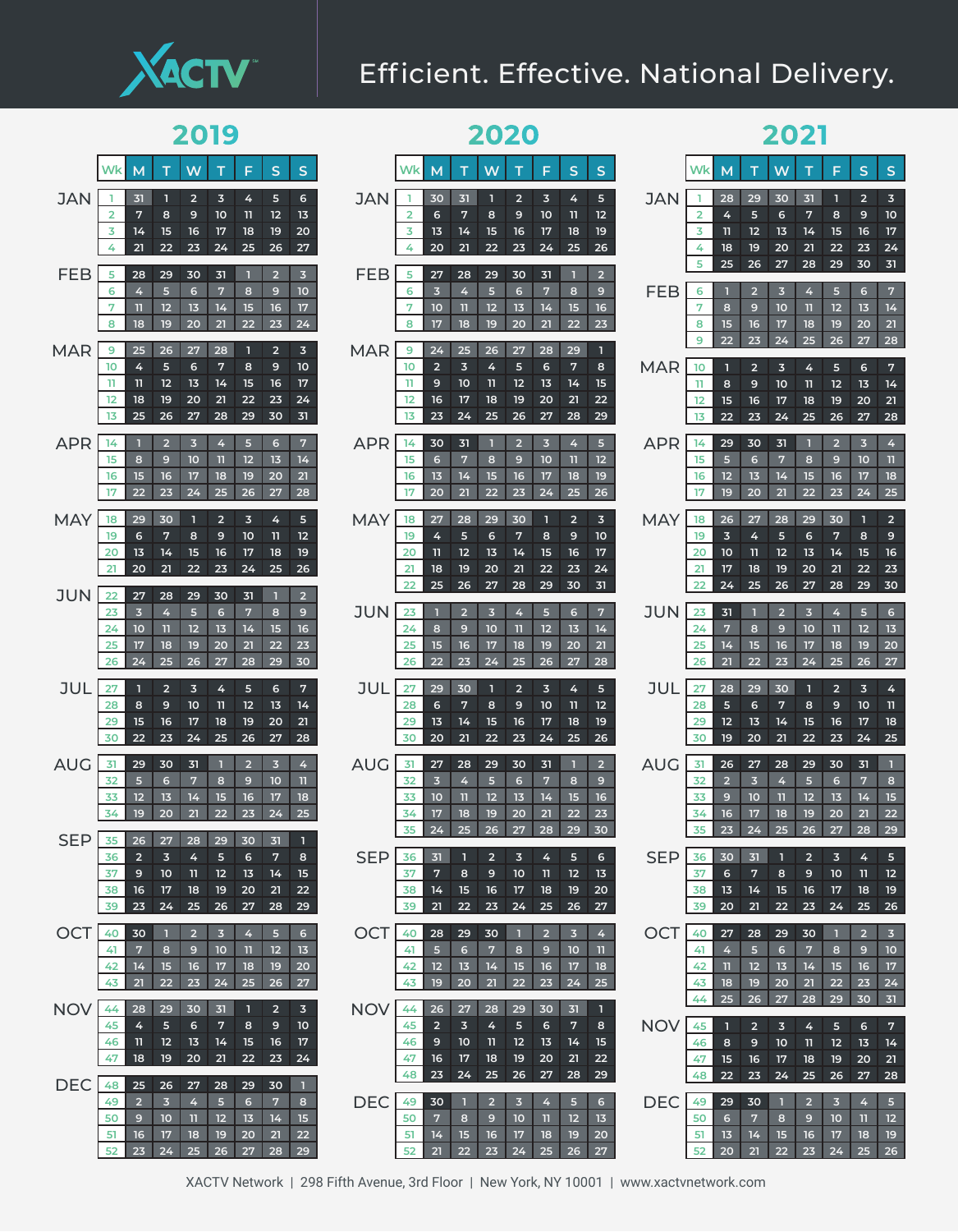XACTV

Efficient. Effective. National Delivery.

## 2019

| | Wk | M | T | W | T | F | S | S |
|---|---|---|---|---|---|---|---|---|
| JAN | 1 | 31 | 1 | 2 | 3 | 4 | 5 | 6 |
| | 2 | 7 | 8 | 9 | 10 | 11 | 12 | 13 |
| | 3 | 14 | 15 | 16 | 17 | 18 | 19 | 20 |
| | 4 | 21 | 22 | 23 | 24 | 25 | 26 | 27 |
| FEB | 5 | 28 | 29 | 30 | 31 | 1 | 2 | 3 |
| | 6 | 4 | 5 | 6 | 7 | 8 | 9 | 10 |
| | 7 | 11 | 12 | 13 | 14 | 15 | 16 | 17 |
| | 8 | 18 | 19 | 20 | 21 | 22 | 23 | 24 |
| MAR | 9 | 25 | 26 | 27 | 28 | 1 | 2 | 3 |
| | 10 | 4 | 5 | 6 | 7 | 8 | 9 | 10 |
| | 11 | 11 | 12 | 13 | 14 | 15 | 16 | 17 |
| | 12 | 18 | 19 | 20 | 21 | 22 | 23 | 24 |
| | 13 | 25 | 26 | 27 | 28 | 29 | 30 | 31 |
| APR | 14 | 1 | 2 | 3 | 4 | 5 | 6 | 7 |
| | 15 | 8 | 9 | 10 | 11 | 12 | 13 | 14 |
| | 16 | 15 | 16 | 17 | 18 | 19 | 20 | 21 |
| | 17 | 22 | 23 | 24 | 25 | 26 | 27 | 28 |
| MAY | 18 | 29 | 30 | 1 | 2 | 3 | 4 | 5 |
| | 19 | 6 | 7 | 8 | 9 | 10 | 11 | 12 |
| | 20 | 13 | 14 | 15 | 16 | 17 | 18 | 19 |
| | 21 | 20 | 21 | 22 | 23 | 24 | 25 | 26 |
| JUN | 22 | 27 | 28 | 29 | 30 | 31 | 1 | 2 |
| | 23 | 3 | 4 | 5 | 6 | 7 | 8 | 9 |
| | 24 | 10 | 11 | 12 | 13 | 14 | 15 | 16 |
| | 25 | 17 | 18 | 19 | 20 | 21 | 22 | 23 |
| | 26 | 24 | 25 | 26 | 27 | 28 | 29 | 30 |
| JUL | 27 | 1 | 2 | 3 | 4 | 5 | 6 | 7 |
| | 28 | 8 | 9 | 10 | 11 | 12 | 13 | 14 |
| | 29 | 15 | 16 | 17 | 18 | 19 | 20 | 21 |
| | 30 | 22 | 23 | 24 | 25 | 26 | 27 | 28 |
| AUG | 31 | 29 | 30 | 31 | 1 | 2 | 3 | 4 |
| | 32 | 5 | 6 | 7 | 8 | 9 | 10 | 11 |
| | 33 | 12 | 13 | 14 | 15 | 16 | 17 | 18 |
| | 34 | 19 | 20 | 21 | 22 | 23 | 24 | 25 |
| SEP | 35 | 26 | 27 | 28 | 29 | 30 | 31 | 1 |
| | 36 | 2 | 3 | 4 | 5 | 6 | 7 | 8 |
| | 37 | 9 | 10 | 11 | 12 | 13 | 14 | 15 |
| | 38 | 16 | 17 | 18 | 19 | 20 | 21 | 22 |
| | 39 | 23 | 24 | 25 | 26 | 27 | 28 | 29 |
| OCT | 40 | 30 | 1 | 2 | 3 | 4 | 5 | 6 |
| | 41 | 7 | 8 | 9 | 10 | 11 | 12 | 13 |
| | 42 | 14 | 15 | 16 | 17 | 18 | 19 | 20 |
| | 43 | 21 | 22 | 23 | 24 | 25 | 26 | 27 |
| NOV | 44 | 28 | 29 | 30 | 31 | 1 | 2 | 3 |
| | 45 | 4 | 5 | 6 | 7 | 8 | 9 | 10 |
| | 46 | 11 | 12 | 13 | 14 | 15 | 16 | 17 |
| | 47 | 18 | 19 | 20 | 21 | 22 | 23 | 24 |
| DEC | 48 | 25 | 26 | 27 | 28 | 29 | 30 | 1 |
| | 49 | 2 | 3 | 4 | 5 | 6 | 7 | 8 |
| | 50 | 9 | 10 | 11 | 12 | 13 | 14 | 15 |
| | 51 | 16 | 17 | 18 | 19 | 20 | 21 | 22 |
| | 52 | 23 | 24 | 25 | 26 | 27 | 28 | 29 |

## 2020

| | Wk | M | T | W | T | F | S | S |
|---|---|---|---|---|---|---|---|---|
| JAN | 1 | 30 | 31 | 1 | 2 | 3 | 4 | 5 |
| | 2 | 6 | 7 | 8 | 9 | 10 | 11 | 12 |
| | 3 | 13 | 14 | 15 | 16 | 17 | 18 | 19 |
| | 4 | 20 | 21 | 22 | 23 | 24 | 25 | 26 |
| FEB | 5 | 27 | 28 | 29 | 30 | 31 | 1 | 2 |
| | 6 | 3 | 4 | 5 | 6 | 7 | 8 | 9 |
| | 7 | 10 | 11 | 12 | 13 | 14 | 15 | 16 |
| | 8 | 17 | 18 | 19 | 20 | 21 | 22 | 23 |
| MAR | 9 | 24 | 25 | 26 | 27 | 28 | 29 | 1 |
| | 10 | 2 | 3 | 4 | 5 | 6 | 7 | 8 |
| | 11 | 9 | 10 | 11 | 12 | 13 | 14 | 15 |
| | 12 | 16 | 17 | 18 | 19 | 20 | 21 | 22 |
| | 13 | 23 | 24 | 25 | 26 | 27 | 28 | 29 |
| APR | 14 | 30 | 31 | 1 | 2 | 3 | 4 | 5 |
| | 15 | 6 | 7 | 8 | 9 | 10 | 11 | 12 |
| | 16 | 13 | 14 | 15 | 16 | 17 | 18 | 19 |
| | 17 | 20 | 21 | 22 | 23 | 24 | 25 | 26 |
| MAY | 18 | 27 | 28 | 29 | 30 | 1 | 2 | 3 |
| | 19 | 4 | 5 | 6 | 7 | 8 | 9 | 10 |
| | 20 | 11 | 12 | 13 | 14 | 15 | 16 | 17 |
| | 21 | 18 | 19 | 20 | 21 | 22 | 23 | 24 |
| | 22 | 25 | 26 | 27 | 28 | 29 | 30 | 31 |
| JUN | 23 | 1 | 2 | 3 | 4 | 5 | 6 | 7 |
| | 24 | 8 | 9 | 10 | 11 | 12 | 13 | 14 |
| | 25 | 15 | 16 | 17 | 18 | 19 | 20 | 21 |
| | 26 | 22 | 23 | 24 | 25 | 26 | 27 | 28 |
| JUL | 27 | 29 | 30 | 1 | 2 | 3 | 4 | 5 |
| | 28 | 6 | 7 | 8 | 9 | 10 | 11 | 12 |
| | 29 | 13 | 14 | 15 | 16 | 17 | 18 | 19 |
| | 30 | 20 | 21 | 22 | 23 | 24 | 25 | 26 |
| AUG | 31 | 27 | 28 | 29 | 30 | 31 | 1 | 2 |
| | 32 | 3 | 4 | 5 | 6 | 7 | 8 | 9 |
| | 33 | 10 | 11 | 12 | 13 | 14 | 15 | 16 |
| | 34 | 17 | 18 | 19 | 20 | 21 | 22 | 23 |
| | 35 | 24 | 25 | 26 | 27 | 28 | 29 | 30 |
| SEP | 36 | 31 | 1 | 2 | 3 | 4 | 5 | 6 |
| | 37 | 7 | 8 | 9 | 10 | 11 | 12 | 13 |
| | 38 | 14 | 15 | 16 | 17 | 18 | 19 | 20 |
| | 39 | 21 | 22 | 23 | 24 | 25 | 26 | 27 |
| OCT | 40 | 28 | 29 | 30 | 1 | 2 | 3 | 4 |
| | 41 | 5 | 6 | 7 | 8 | 9 | 10 | 11 |
| | 42 | 12 | 13 | 14 | 15 | 16 | 17 | 18 |
| | 43 | 19 | 20 | 21 | 22 | 23 | 24 | 25 |
| NOV | 44 | 26 | 27 | 28 | 29 | 30 | 31 | 1 |
| | 45 | 2 | 3 | 4 | 5 | 6 | 7 | 8 |
| | 46 | 9 | 10 | 11 | 12 | 13 | 14 | 15 |
| | 47 | 16 | 17 | 18 | 19 | 20 | 21 | 22 |
| | 48 | 23 | 24 | 25 | 26 | 27 | 28 | 29 |
| DEC | 49 | 30 | 1 | 2 | 3 | 4 | 5 | 6 |
| | 50 | 7 | 8 | 9 | 10 | 11 | 12 | 13 |
| | 51 | 14 | 15 | 16 | 17 | 18 | 19 | 20 |
| | 52 | 21 | 22 | 23 | 24 | 25 | 26 | 27 |

## 2021

| | Wk | M | T | W | T | F | S | S |
|---|---|---|---|---|---|---|---|---|
| JAN | 1 | 28 | 29 | 30 | 31 | 1 | 2 | 3 |
| | 2 | 4 | 5 | 6 | 7 | 8 | 9 | 10 |
| | 3 | 11 | 12 | 13 | 14 | 15 | 16 | 17 |
| | 4 | 18 | 19 | 20 | 21 | 22 | 23 | 24 |
| | 5 | 25 | 26 | 27 | 28 | 29 | 30 | 31 |
| FEB | 6 | 1 | 2 | 3 | 4 | 5 | 6 | 7 |
| | 7 | 8 | 9 | 10 | 11 | 12 | 13 | 14 |
| | 8 | 15 | 16 | 17 | 18 | 19 | 20 | 21 |
| | 9 | 22 | 23 | 24 | 25 | 26 | 27 | 28 |
| MAR | 10 | 1 | 2 | 3 | 4 | 5 | 6 | 7 |
| | 11 | 8 | 9 | 10 | 11 | 12 | 13 | 14 |
| | 12 | 15 | 16 | 17 | 18 | 19 | 20 | 21 |
| | 13 | 22 | 23 | 24 | 25 | 26 | 27 | 28 |
| APR | 14 | 29 | 30 | 31 | 1 | 2 | 3 | 4 |
| | 15 | 5 | 6 | 7 | 8 | 9 | 10 | 11 |
| | 16 | 12 | 13 | 14 | 15 | 16 | 17 | 18 |
| | 17 | 19 | 20 | 21 | 22 | 23 | 24 | 25 |
| MAY | 18 | 26 | 27 | 28 | 29 | 30 | 1 | 2 |
| | 19 | 3 | 4 | 5 | 6 | 7 | 8 | 9 |
| | 20 | 10 | 11 | 12 | 13 | 14 | 15 | 16 |
| | 21 | 17 | 18 | 19 | 20 | 21 | 22 | 23 |
| | 22 | 24 | 25 | 26 | 27 | 28 | 29 | 30 |
| JUN | 23 | 31 | 1 | 2 | 3 | 4 | 5 | 6 |
| | 24 | 7 | 8 | 9 | 10 | 11 | 12 | 13 |
| | 25 | 14 | 15 | 16 | 17 | 18 | 19 | 20 |
| | 26 | 21 | 22 | 23 | 24 | 25 | 26 | 27 |
| JUL | 27 | 28 | 29 | 30 | 1 | 2 | 3 | 4 |
| | 28 | 5 | 6 | 7 | 8 | 9 | 10 | 11 |
| | 29 | 12 | 13 | 14 | 15 | 16 | 17 | 18 |
| | 30 | 19 | 20 | 21 | 22 | 23 | 24 | 25 |
| AUG | 31 | 26 | 27 | 28 | 29 | 30 | 31 | 1 |
| | 32 | 2 | 3 | 4 | 5 | 6 | 7 | 8 |
| | 33 | 9 | 10 | 11 | 12 | 13 | 14 | 15 |
| | 34 | 16 | 17 | 18 | 19 | 20 | 21 | 22 |
| | 35 | 23 | 24 | 25 | 26 | 27 | 28 | 29 |
| SEP | 36 | 30 | 31 | 1 | 2 | 3 | 4 | 5 |
| | 37 | 6 | 7 | 8 | 9 | 10 | 11 | 12 |
| | 38 | 13 | 14 | 15 | 16 | 17 | 18 | 19 |
| | 39 | 20 | 21 | 22 | 23 | 24 | 25 | 26 |
| OCT | 40 | 27 | 28 | 29 | 30 | 1 | 2 | 3 |
| | 41 | 4 | 5 | 6 | 7 | 8 | 9 | 10 |
| | 42 | 11 | 12 | 13 | 14 | 15 | 16 | 17 |
| | 43 | 18 | 19 | 20 | 21 | 22 | 23 | 24 |
| | 44 | 25 | 26 | 27 | 28 | 29 | 30 | 31 |
| NOV | 45 | 1 | 2 | 3 | 4 | 5 | 6 | 7 |
| | 46 | 8 | 9 | 10 | 11 | 12 | 13 | 14 |
| | 47 | 15 | 16 | 17 | 18 | 19 | 20 | 21 |
| | 48 | 22 | 23 | 24 | 25 | 26 | 27 | 28 |
| DEC | 49 | 29 | 30 | 1 | 2 | 3 | 4 | 5 |
| | 50 | 6 | 7 | 8 | 9 | 10 | 11 | 12 |
| | 51 | 13 | 14 | 15 | 16 | 17 | 18 | 19 |
| | 52 | 20 | 21 | 22 | 23 | 24 | 25 | 26 |

XACTV Network | 298 Fifth Avenue, 3rd Floor | New York, NY 10001 | www.xactvnetwork.com